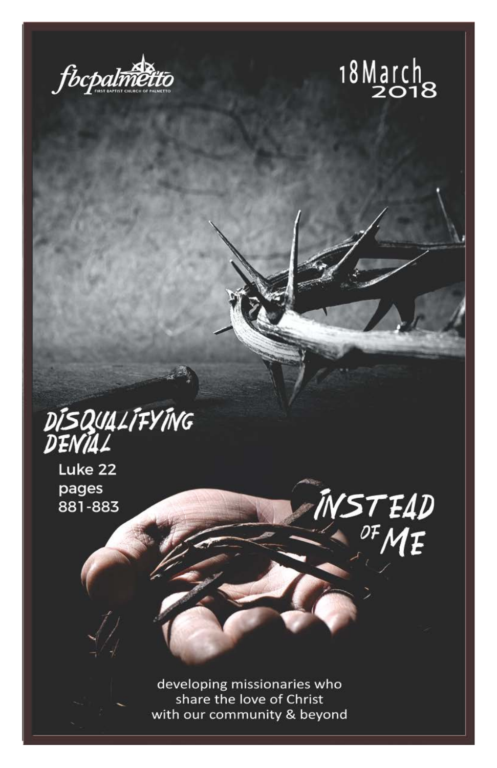fbcpalmetto

FIRST BAPTIST CHURCH OF PALMETTO

18 March 2018

# DISQUALIFYING DENIAL

Luke 22
pages
881-883

## INSTEAD OF ME

developing missionaries who
share the love of Christ
with our community & beyond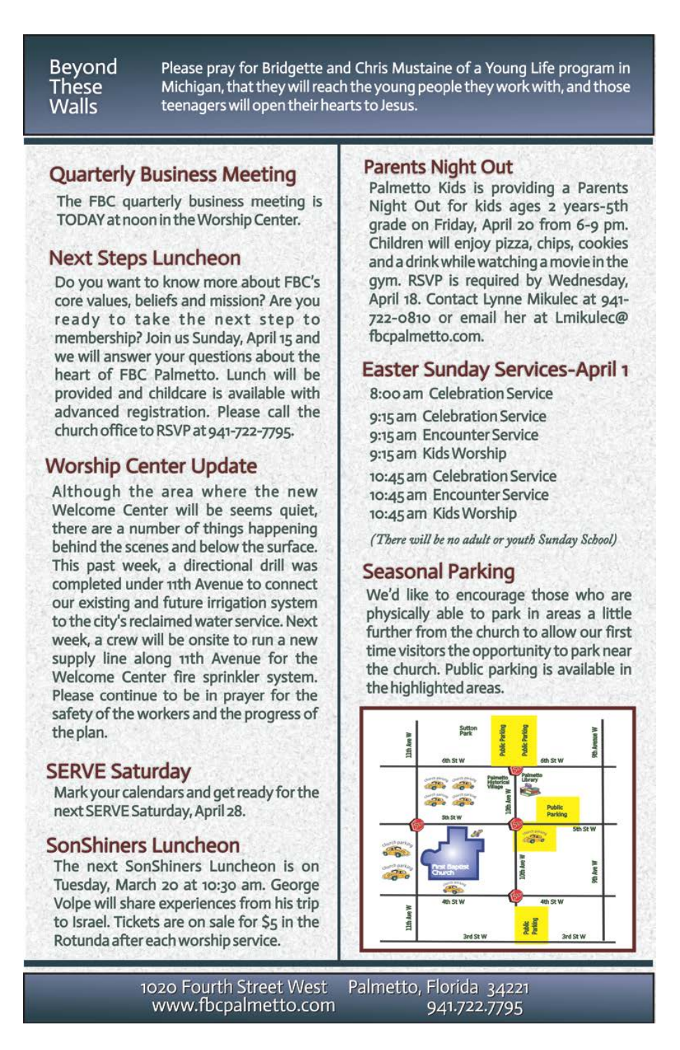## Beyond These Walls

Please pray for Bridgette and Chris Mustaine of a Young Life program in Michigan, that they will reach the young people they work with, and those teenagers will open their hearts to Jesus.

## Quarterly Business Meeting

The FBC quarterly business meeting is TODAY at noon in the Worship Center.

## Next Steps Luncheon

Do you want to know more about FBC's core values, beliefs and mission? Are you ready to take the next step to membership? Join us Sunday, April 15 and we will answer your questions about the heart of FBC Palmetto. Lunch will be provided and childcare is available with advanced registration. Please call the church office to RSVP at 941-722-7795.

## Worship Center Update

Although the area where the new Welcome Center will be seems quiet, there are a number of things happening behind the scenes and below the surface. This past week, a directional drill was completed under 11th Avenue to connect our existing and future irrigation system to the city's reclaimed water service. Next week, a crew will be onsite to run a new supply line along 11th Avenue for the Welcome Center fire sprinkler system. Please continue to be in prayer for the safety of the workers and the progress of the plan.

## SERVE Saturday

Mark your calendars and get ready for the next SERVE Saturday, April 28.

## SonShiners Luncheon

The next SonShiners Luncheon is on Tuesday, March 20 at 10:30 am. George Volpe will share experiences from his trip to Israel. Tickets are on sale for $5 in the Rotunda after each worship service.

## Parents Night Out

Palmetto Kids is providing a Parents Night Out for kids ages 2 years-5th grade on Friday, April 20 from 6-9 pm. Children will enjoy pizza, chips, cookies and a drink while watching a movie in the gym. RSVP is required by Wednesday, April 18. Contact Lynne Mikulec at 941-722-0810 or email her at Lmikulec@fbcpalmetto.com.

## Easter Sunday Services-April 1

8:00 am Celebration Service

9:15 am Celebration Service
9:15 am Encounter Service
9:15 am Kids Worship

10:45 am Celebration Service
10:45 am Encounter Service
10:45 am Kids Worship

*(There will be no adult or youth Sunday School)*

## Seasonal Parking

We'd like to encourage those who are physically able to park in areas a little further from the church to allow our first time visitors the opportunity to park near the church. Public parking is available in the highlighted areas.

1020 Fourth Street West  Palmetto, Florida 34221
www.fbcpalmetto.com  941.722.7795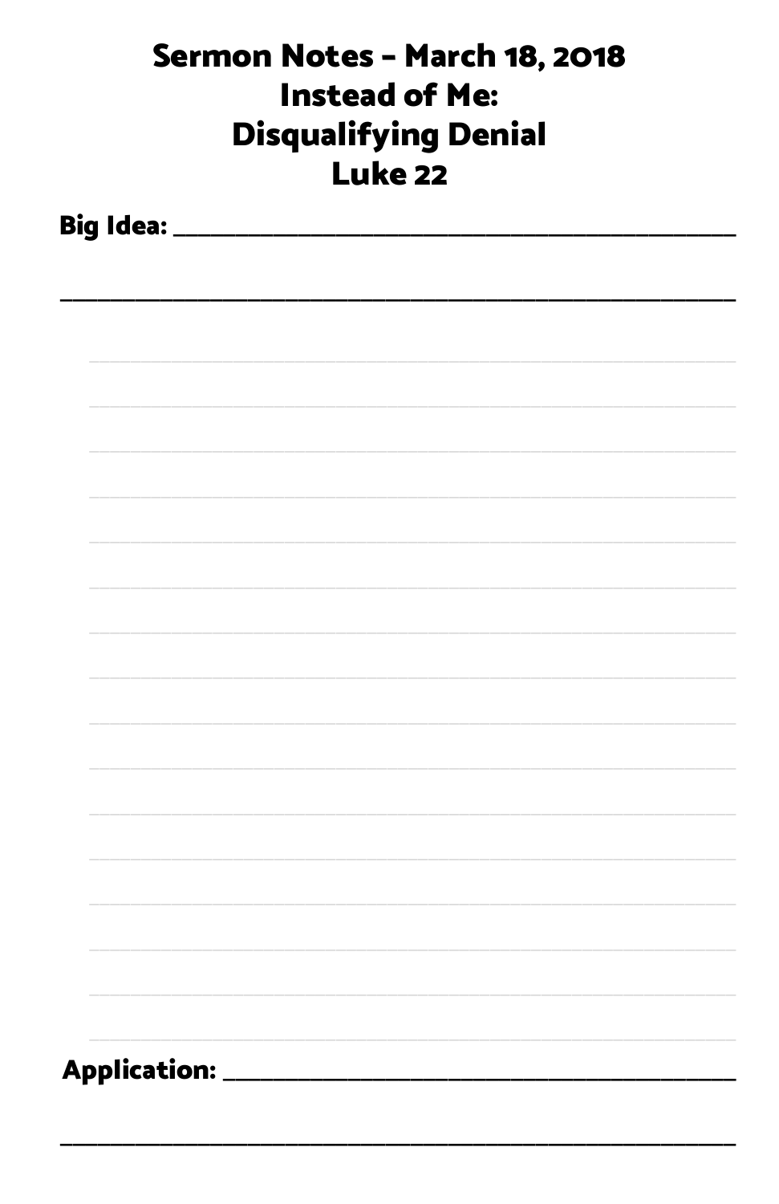# Sermon Notes - March 18, 2018
# Instead of Me:
# Disqualifying Denial
# Luke 22

**Big Idea:** ____________________________________________

____________________________________________________

**Application:** ____________________________________________

____________________________________________________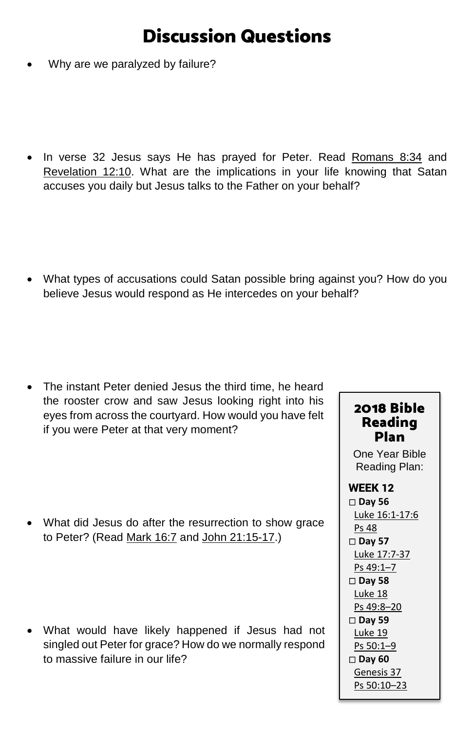# Discussion Questions

- Why are we paralyzed by failure?

- In verse 32 Jesus says He has prayed for Peter. Read Romans 8:34 and Revelation 12:10. What are the implications in your life knowing that Satan accuses you daily but Jesus talks to the Father on your behalf?

- What types of accusations could Satan possible bring against you? How do you believe Jesus would respond as He intercedes on your behalf?

- The instant Peter denied Jesus the third time, he heard the rooster crow and saw Jesus looking right into his eyes from across the courtyard. How would you have felt if you were Peter at that very moment?

- What did Jesus do after the resurrection to show grace to Peter? (Read Mark 16:7 and John 21:15-17.)

- What would have likely happened if Jesus had not singled out Peter for grace? How do we normally respond to massive failure in our life?

## 2018 Bible Reading Plan

One Year Bible Reading Plan:

**WEEK 12**

□ **Day 56**
Luke 16:1-17:6
Ps 48

□ **Day 57**
Luke 17:7-37
Ps 49:1–7

□ **Day 58**
Luke 18
Ps 49:8–20

□ **Day 59**
Luke 19
Ps 50:1–9

□ **Day 60**
Genesis 37
Ps 50:10–23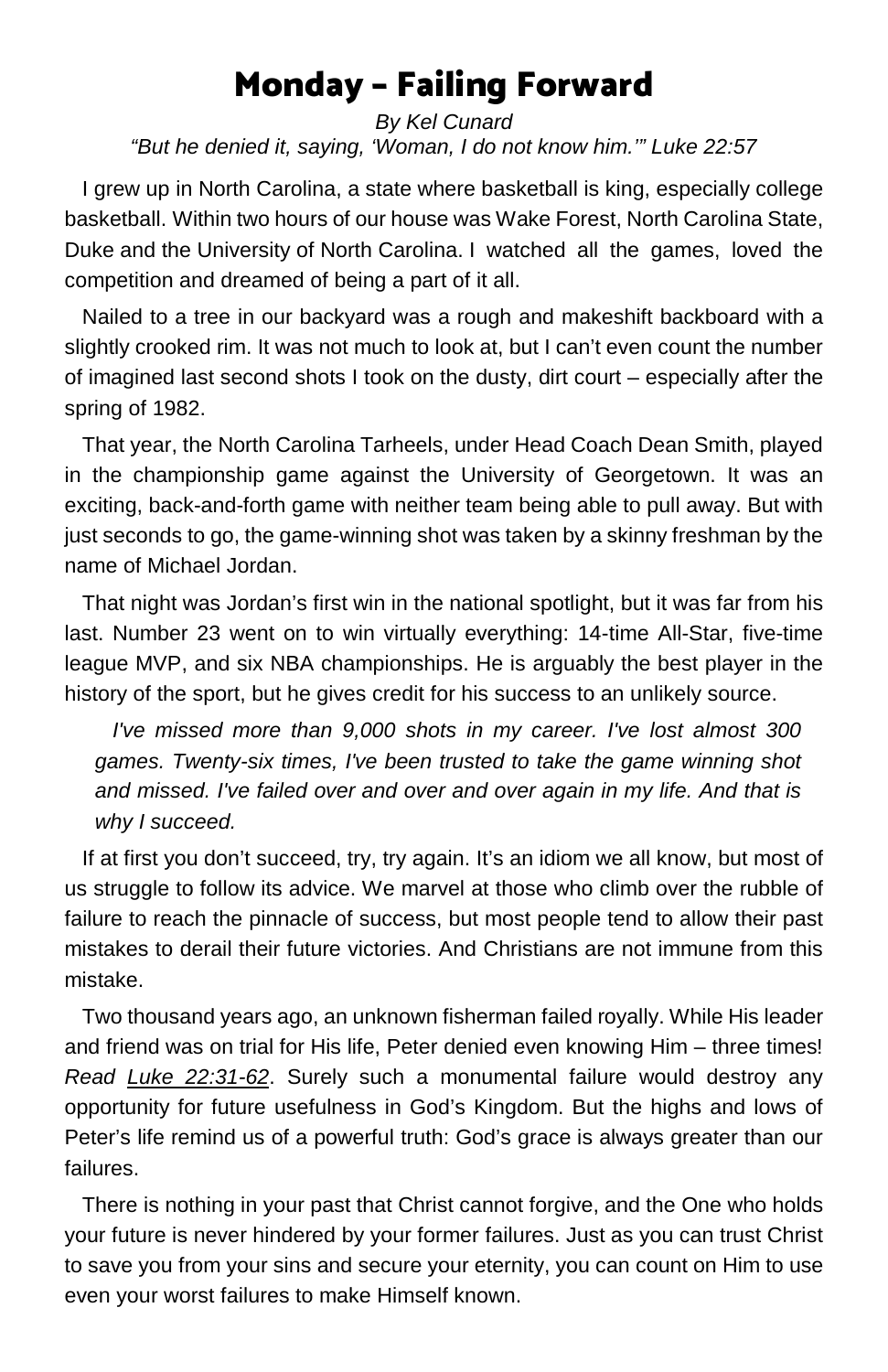# Monday – Failing Forward

*By Kel Cunard*

*"But he denied it, saying, 'Woman, I do not know him.'" Luke 22:57*

I grew up in North Carolina, a state where basketball is king, especially college basketball. Within two hours of our house was Wake Forest, North Carolina State, Duke and the University of North Carolina. I watched all the games, loved the competition and dreamed of being a part of it all.

Nailed to a tree in our backyard was a rough and makeshift backboard with a slightly crooked rim. It was not much to look at, but I can't even count the number of imagined last second shots I took on the dusty, dirt court – especially after the spring of 1982.

That year, the North Carolina Tarheels, under Head Coach Dean Smith, played in the championship game against the University of Georgetown. It was an exciting, back-and-forth game with neither team being able to pull away. But with just seconds to go, the game-winning shot was taken by a skinny freshman by the name of Michael Jordan.

That night was Jordan's first win in the national spotlight, but it was far from his last. Number 23 went on to win virtually everything: 14-time All-Star, five-time league MVP, and six NBA championships. He is arguably the best player in the history of the sport, but he gives credit for his success to an unlikely source.

> *I've missed more than 9,000 shots in my career. I've lost almost 300 games. Twenty-six times, I've been trusted to take the game winning shot and missed. I've failed over and over and over again in my life. And that is why I succeed.*

If at first you don't succeed, try, try again. It's an idiom we all know, but most of us struggle to follow its advice. We marvel at those who climb over the rubble of failure to reach the pinnacle of success, but most people tend to allow their past mistakes to derail their future victories. And Christians are not immune from this mistake.

Two thousand years ago, an unknown fisherman failed royally. While His leader and friend was on trial for His life, Peter denied even knowing Him – three times! *Read Luke 22:31-62*. Surely such a monumental failure would destroy any opportunity for future usefulness in God's Kingdom. But the highs and lows of Peter's life remind us of a powerful truth: God's grace is always greater than our failures.

There is nothing in your past that Christ cannot forgive, and the One who holds your future is never hindered by your former failures. Just as you can trust Christ to save you from your sins and secure your eternity, you can count on Him to use even your worst failures to make Himself known.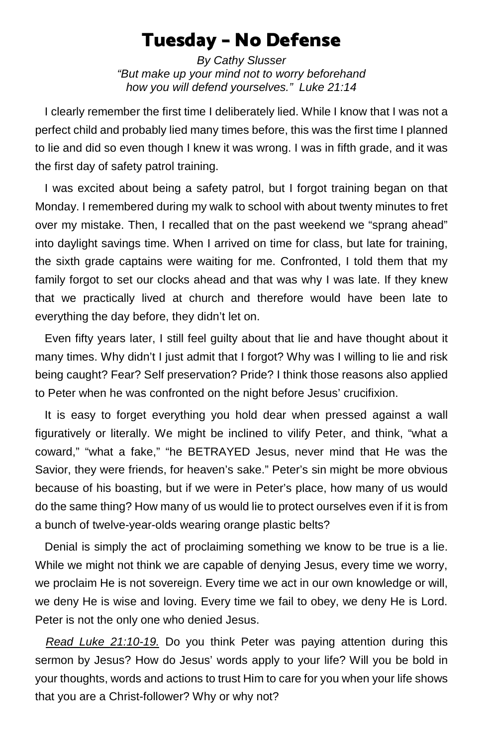# Tuesday - No Defense

*By Cathy Slusser*
*"But make up your mind not to worry beforehand how you will defend yourselves." Luke 21:14*

I clearly remember the first time I deliberately lied. While I know that I was not a perfect child and probably lied many times before, this was the first time I planned to lie and did so even though I knew it was wrong. I was in fifth grade, and it was the first day of safety patrol training.

I was excited about being a safety patrol, but I forgot training began on that Monday. I remembered during my walk to school with about twenty minutes to fret over my mistake. Then, I recalled that on the past weekend we "sprang ahead" into daylight savings time. When I arrived on time for class, but late for training, the sixth grade captains were waiting for me. Confronted, I told them that my family forgot to set our clocks ahead and that was why I was late. If they knew that we practically lived at church and therefore would have been late to everything the day before, they didn't let on.

Even fifty years later, I still feel guilty about that lie and have thought about it many times. Why didn't I just admit that I forgot? Why was I willing to lie and risk being caught? Fear? Self preservation? Pride? I think those reasons also applied to Peter when he was confronted on the night before Jesus' crucifixion.

It is easy to forget everything you hold dear when pressed against a wall figuratively or literally. We might be inclined to vilify Peter, and think, "what a coward," "what a fake," "he BETRAYED Jesus, never mind that He was the Savior, they were friends, for heaven's sake." Peter's sin might be more obvious because of his boasting, but if we were in Peter's place, how many of us would do the same thing? How many of us would lie to protect ourselves even if it is from a bunch of twelve-year-olds wearing orange plastic belts?

Denial is simply the act of proclaiming something we know to be true is a lie. While we might not think we are capable of denying Jesus, every time we worry, we proclaim He is not sovereign. Every time we act in our own knowledge or will, we deny He is wise and loving. Every time we fail to obey, we deny He is Lord. Peter is not the only one who denied Jesus.

*Read Luke 21:10-19.* Do you think Peter was paying attention during this sermon by Jesus? How do Jesus' words apply to your life? Will you be bold in your thoughts, words and actions to trust Him to care for you when your life shows that you are a Christ-follower? Why or why not?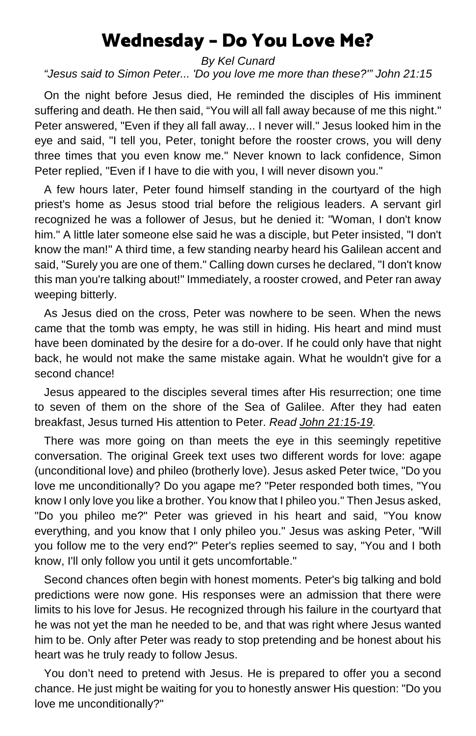# Wednesday - Do You Love Me?

*By Kel Cunard*

*"Jesus said to Simon Peter... 'Do you love me more than these?'" John 21:15*

On the night before Jesus died, He reminded the disciples of His imminent suffering and death. He then said, "You will all fall away because of me this night." Peter answered, "Even if they all fall away... I never will." Jesus looked him in the eye and said, "I tell you, Peter, tonight before the rooster crows, you will deny three times that you even know me." Never known to lack confidence, Simon Peter replied, "Even if I have to die with you, I will never disown you."

A few hours later, Peter found himself standing in the courtyard of the high priest's home as Jesus stood trial before the religious leaders. A servant girl recognized he was a follower of Jesus, but he denied it: "Woman, I don't know him." A little later someone else said he was a disciple, but Peter insisted, "I don't know the man!" A third time, a few standing nearby heard his Galilean accent and said, "Surely you are one of them." Calling down curses he declared, "I don't know this man you're talking about!" Immediately, a rooster crowed, and Peter ran away weeping bitterly.

As Jesus died on the cross, Peter was nowhere to be seen. When the news came that the tomb was empty, he was still in hiding. His heart and mind must have been dominated by the desire for a do-over. If he could only have that night back, he would not make the same mistake again. What he wouldn't give for a second chance!

Jesus appeared to the disciples several times after His resurrection; one time to seven of them on the shore of the Sea of Galilee. After they had eaten breakfast, Jesus turned His attention to Peter. *Read John 21:15-19.*

There was more going on than meets the eye in this seemingly repetitive conversation. The original Greek text uses two different words for love: agape (unconditional love) and phileo (brotherly love). Jesus asked Peter twice, "Do you love me unconditionally? Do you agape me? "Peter responded both times, "You know I only love you like a brother. You know that I phileo you." Then Jesus asked, "Do you phileo me?" Peter was grieved in his heart and said, "You know everything, and you know that I only phileo you." Jesus was asking Peter, "Will you follow me to the very end?" Peter's replies seemed to say, "You and I both know, I'll only follow you until it gets uncomfortable."

Second chances often begin with honest moments. Peter's big talking and bold predictions were now gone. His responses were an admission that there were limits to his love for Jesus. He recognized through his failure in the courtyard that he was not yet the man he needed to be, and that was right where Jesus wanted him to be. Only after Peter was ready to stop pretending and be honest about his heart was he truly ready to follow Jesus.

You don't need to pretend with Jesus. He is prepared to offer you a second chance. He just might be waiting for you to honestly answer His question: "Do you love me unconditionally?"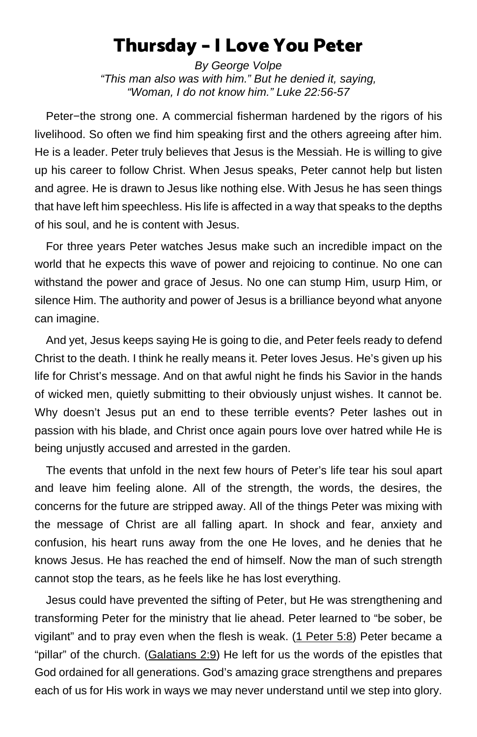# Thursday - I Love You Peter

*By George Volpe*

*"This man also was with him." But he denied it, saying, "Woman, I do not know him." Luke 22:56-57*

Peter−the strong one. A commercial fisherman hardened by the rigors of his livelihood. So often we find him speaking first and the others agreeing after him. He is a leader. Peter truly believes that Jesus is the Messiah. He is willing to give up his career to follow Christ. When Jesus speaks, Peter cannot help but listen and agree. He is drawn to Jesus like nothing else. With Jesus he has seen things that have left him speechless. His life is affected in a way that speaks to the depths of his soul, and he is content with Jesus.

For three years Peter watches Jesus make such an incredible impact on the world that he expects this wave of power and rejoicing to continue. No one can withstand the power and grace of Jesus. No one can stump Him, usurp Him, or silence Him. The authority and power of Jesus is a brilliance beyond what anyone can imagine.

And yet, Jesus keeps saying He is going to die, and Peter feels ready to defend Christ to the death. I think he really means it. Peter loves Jesus. He's given up his life for Christ's message. And on that awful night he finds his Savior in the hands of wicked men, quietly submitting to their obviously unjust wishes. It cannot be. Why doesn't Jesus put an end to these terrible events? Peter lashes out in passion with his blade, and Christ once again pours love over hatred while He is being unjustly accused and arrested in the garden.

The events that unfold in the next few hours of Peter's life tear his soul apart and leave him feeling alone. All of the strength, the words, the desires, the concerns for the future are stripped away. All of the things Peter was mixing with the message of Christ are all falling apart. In shock and fear, anxiety and confusion, his heart runs away from the one He loves, and he denies that he knows Jesus. He has reached the end of himself. Now the man of such strength cannot stop the tears, as he feels like he has lost everything.

Jesus could have prevented the sifting of Peter, but He was strengthening and transforming Peter for the ministry that lie ahead. Peter learned to "be sober, be vigilant" and to pray even when the flesh is weak. (1 Peter 5:8) Peter became a "pillar" of the church. (Galatians 2:9) He left for us the words of the epistles that God ordained for all generations. God's amazing grace strengthens and prepares each of us for His work in ways we may never understand until we step into glory.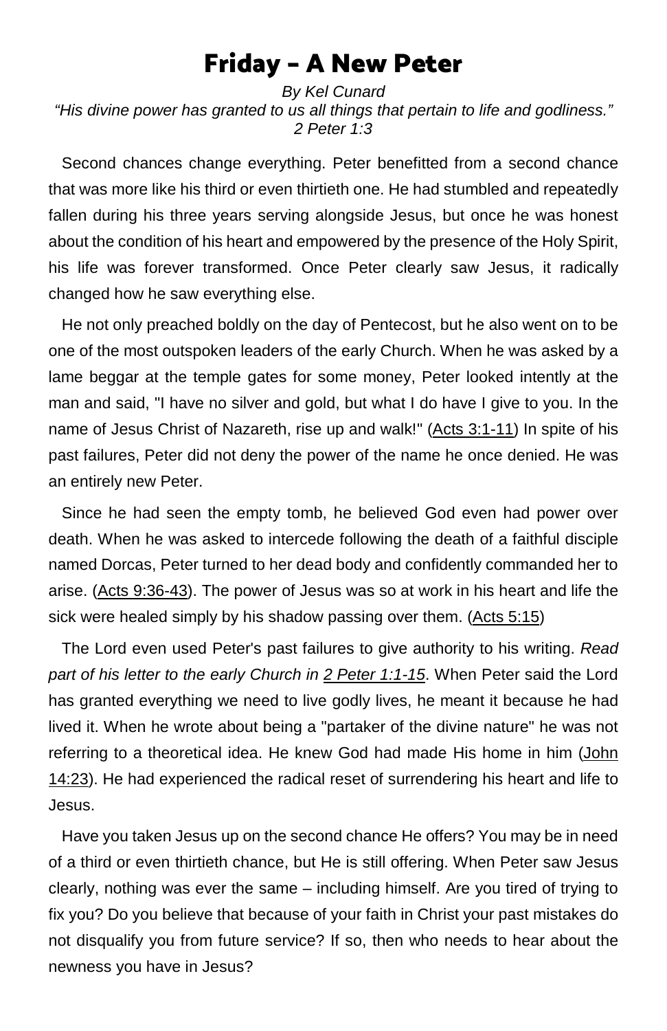# Friday – A New Peter

*By Kel Cunard*

*"His divine power has granted to us all things that pertain to life and godliness." 2 Peter 1:3*

Second chances change everything. Peter benefitted from a second chance that was more like his third or even thirtieth one. He had stumbled and repeatedly fallen during his three years serving alongside Jesus, but once he was honest about the condition of his heart and empowered by the presence of the Holy Spirit, his life was forever transformed. Once Peter clearly saw Jesus, it radically changed how he saw everything else.

He not only preached boldly on the day of Pentecost, but he also went on to be one of the most outspoken leaders of the early Church. When he was asked by a lame beggar at the temple gates for some money, Peter looked intently at the man and said, "I have no silver and gold, but what I do have I give to you. In the name of Jesus Christ of Nazareth, rise up and walk!" (Acts 3:1-11) In spite of his past failures, Peter did not deny the power of the name he once denied. He was an entirely new Peter.

Since he had seen the empty tomb, he believed God even had power over death. When he was asked to intercede following the death of a faithful disciple named Dorcas, Peter turned to her dead body and confidently commanded her to arise. (Acts 9:36-43). The power of Jesus was so at work in his heart and life the sick were healed simply by his shadow passing over them. (Acts 5:15)

The Lord even used Peter's past failures to give authority to his writing. *Read part of his letter to the early Church in 2 Peter 1:1-15*. When Peter said the Lord has granted everything we need to live godly lives, he meant it because he had lived it. When he wrote about being a "partaker of the divine nature" he was not referring to a theoretical idea. He knew God had made His home in him (John 14:23). He had experienced the radical reset of surrendering his heart and life to Jesus.

Have you taken Jesus up on the second chance He offers? You may be in need of a third or even thirtieth chance, but He is still offering. When Peter saw Jesus clearly, nothing was ever the same – including himself. Are you tired of trying to fix you? Do you believe that because of your faith in Christ your past mistakes do not disqualify you from future service? If so, then who needs to hear about the newness you have in Jesus?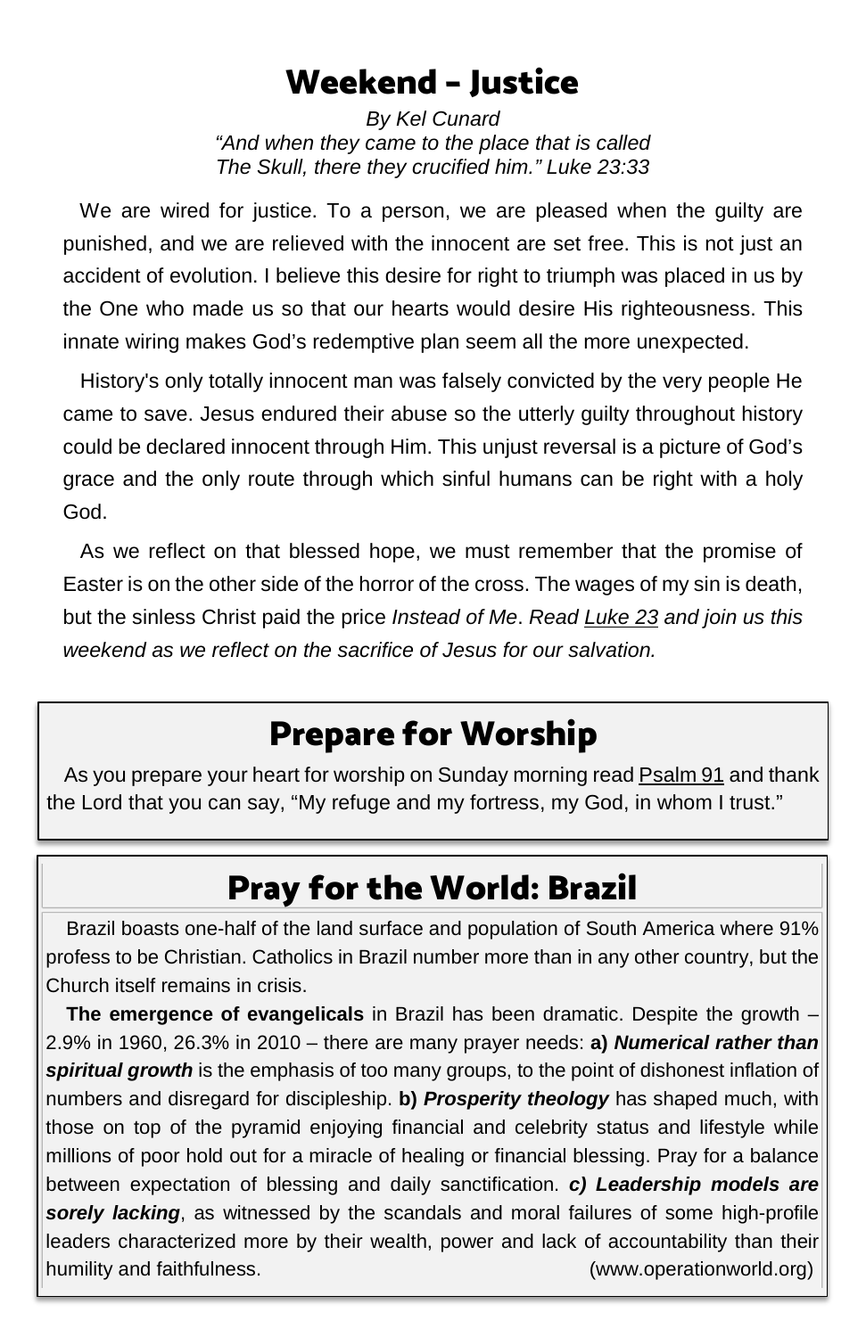# Weekend - Justice

*By Kel Cunard*
*"And when they came to the place that is called The Skull, there they crucified him." Luke 23:33*

We are wired for justice. To a person, we are pleased when the guilty are punished, and we are relieved with the innocent are set free. This is not just an accident of evolution. I believe this desire for right to triumph was placed in us by the One who made us so that our hearts would desire His righteousness. This innate wiring makes God's redemptive plan seem all the more unexpected.

History's only totally innocent man was falsely convicted by the very people He came to save. Jesus endured their abuse so the utterly guilty throughout history could be declared innocent through Him. This unjust reversal is a picture of God's grace and the only route through which sinful humans can be right with a holy God.

As we reflect on that blessed hope, we must remember that the promise of Easter is on the other side of the horror of the cross. The wages of my sin is death, but the sinless Christ paid the price *Instead of Me*. *Read Luke 23 and join us this weekend as we reflect on the sacrifice of Jesus for our salvation.*

## Prepare for Worship

As you prepare your heart for worship on Sunday morning read Psalm 91 and thank the Lord that you can say, "My refuge and my fortress, my God, in whom I trust."

## Pray for the World: Brazil

Brazil boasts one-half of the land surface and population of South America where 91% profess to be Christian. Catholics in Brazil number more than in any other country, but the Church itself remains in crisis.

**The emergence of evangelicals** in Brazil has been dramatic. Despite the growth – 2.9% in 1960, 26.3% in 2010 – there are many prayer needs: **a)** ***Numerical rather than spiritual growth*** is the emphasis of too many groups, to the point of dishonest inflation of numbers and disregard for discipleship. **b)** ***Prosperity theology*** has shaped much, with those on top of the pyramid enjoying financial and celebrity status and lifestyle while millions of poor hold out for a miracle of healing or financial blessing. Pray for a balance between expectation of blessing and daily sanctification. ***c) Leadership models are sorely lacking***, as witnessed by the scandals and moral failures of some high-profile leaders characterized more by their wealth, power and lack of accountability than their humility and faithfulness. (www.operationworld.org)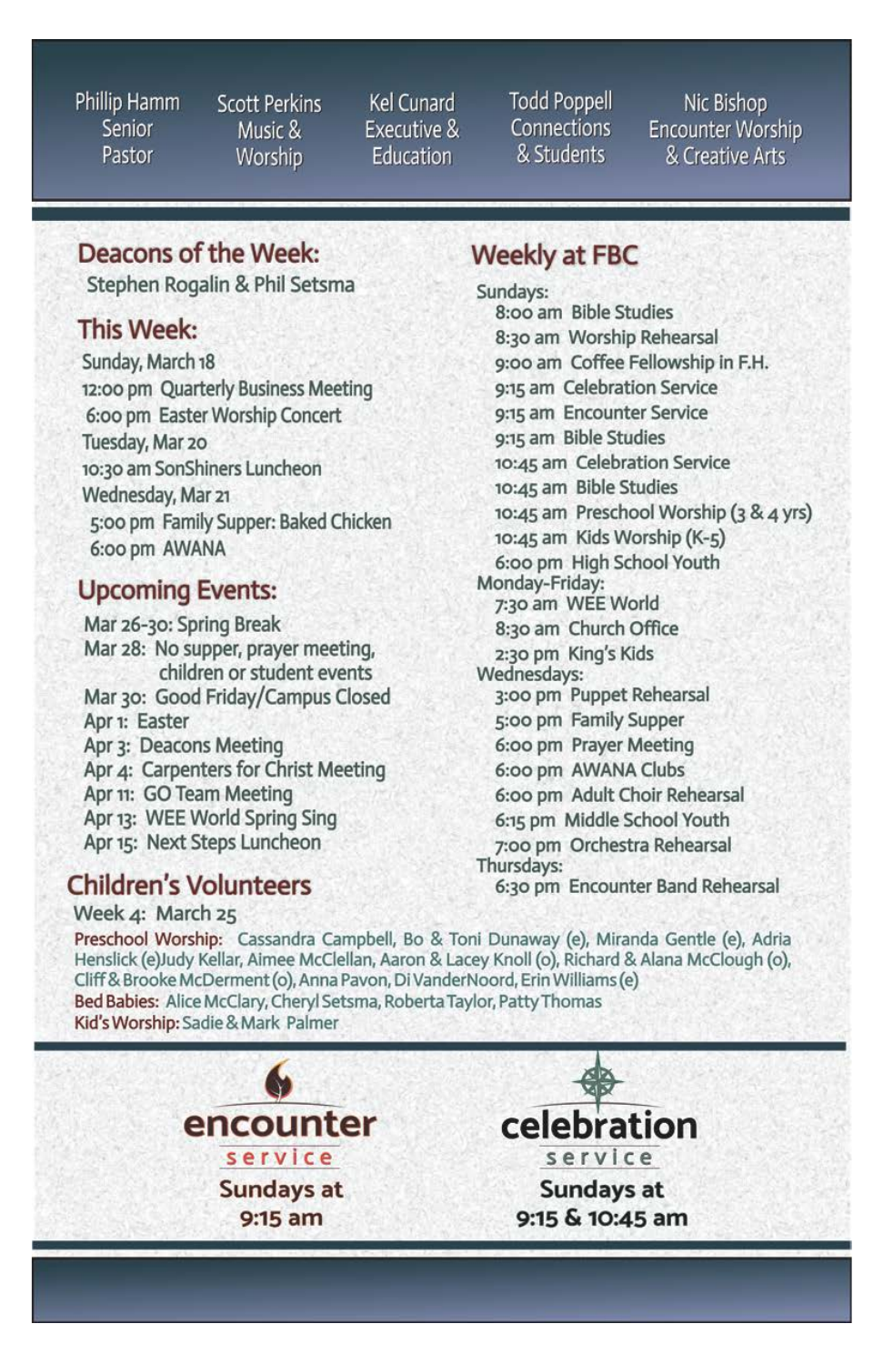Phillip Hamm
Senior Pastor

Scott Perkins
Music & Worship

Kel Cunard
Executive & Education

Todd Poppell
Connections & Students

Nic Bishop
Encounter Worship & Creative Arts

## Deacons of the Week:

Stephen Rogalin & Phil Setsma

## This Week:

Sunday, March 18
12:00 pm Quarterly Business Meeting
6:00 pm Easter Worship Concert
Tuesday, Mar 20
10:30 am SonShiners Luncheon
Wednesday, Mar 21
5:00 pm Family Supper: Baked Chicken
6:00 pm AWANA

## Upcoming Events:

Mar 26-30: Spring Break
Mar 28: No supper, prayer meeting, children or student events
Mar 30: Good Friday/Campus Closed
Apr 1: Easter
Apr 3: Deacons Meeting
Apr 4: Carpenters for Christ Meeting
Apr 11: GO Team Meeting
Apr 13: WEE World Spring Sing
Apr 15: Next Steps Luncheon

## Weekly at FBC

Sundays:
8:00 am Bible Studies
8:30 am Worship Rehearsal
9:00 am Coffee Fellowship in F.H.
9:15 am Celebration Service
9:15 am Encounter Service
9:15 am Bible Studies
10:45 am Celebration Service
10:45 am Bible Studies
10:45 am Preschool Worship (3 & 4 yrs)
10:45 am Kids Worship (K-5)
6:00 pm High School Youth
Monday-Friday:
7:30 am WEE World
8:30 am Church Office
2:30 pm King's Kids
Wednesdays:
3:00 pm Puppet Rehearsal
5:00 pm Family Supper
6:00 pm Prayer Meeting
6:00 pm AWANA Clubs
6:00 pm Adult Choir Rehearsal
6:15 pm Middle School Youth
7:00 pm Orchestra Rehearsal
Thursdays:
6:30 pm Encounter Band Rehearsal

## Children's Volunteers

Week 4: March 25

**Preschool Worship:** Cassandra Campbell, Bo & Toni Dunaway (e), Miranda Gentle (e), Adria Henslick (e)Judy Kellar, Aimee McClellan, Aaron & Lacey Knoll (o), Richard & Alana McClough (o), Cliff & Brooke McDerment (o), Anna Pavon, Di VanderNoord, Erin Williams (e)
**Bed Babies:** Alice McClary, Cheryl Setsma, Roberta Taylor, Patty Thomas
**Kid's Worship:** Sadie & Mark Palmer

**encounter service**
Sundays at 9:15 am

**celebration service**
Sundays at 9:15 & 10:45 am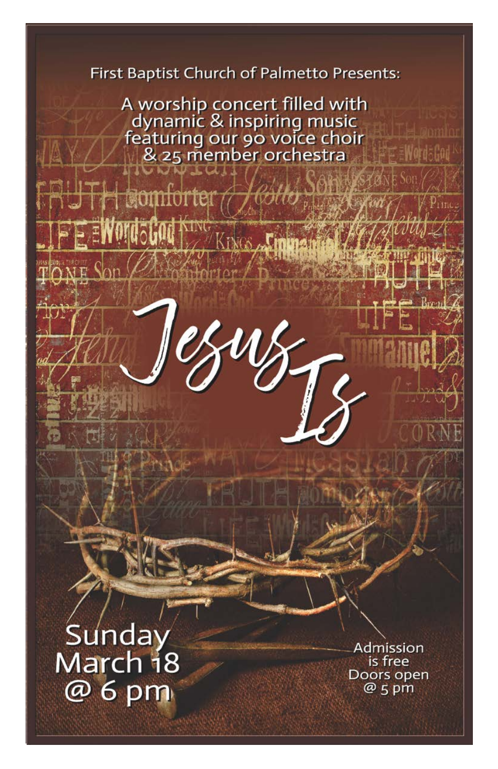First Baptist Church of Palmetto Presents:

A worship concert filled with dynamic & inspiring music featuring our 90 voice choir & 25 member orchestra

# Jesus Is

**Sunday March 18 @ 6 pm**

Admission is free
Doors open @ 5 pm